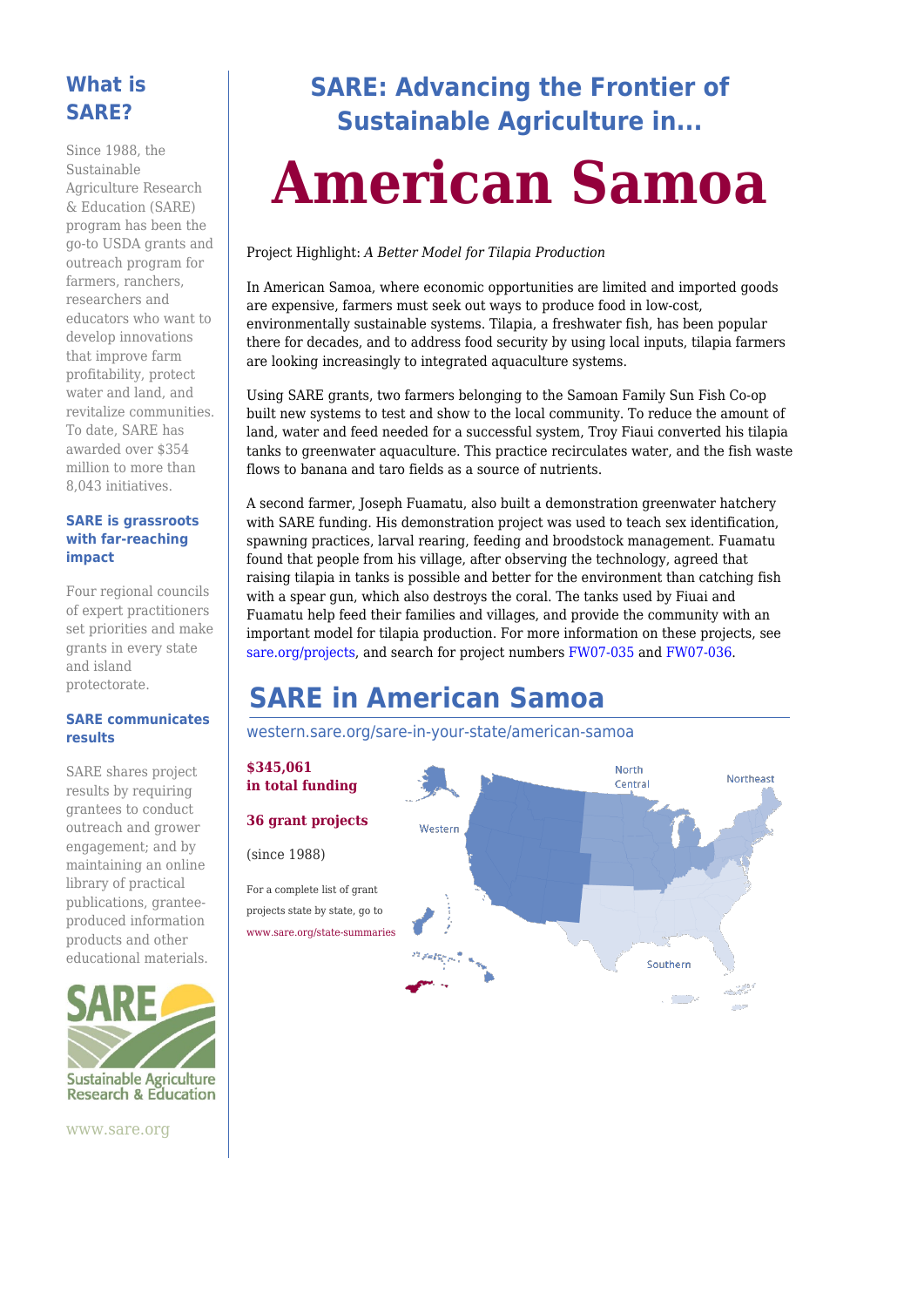# SARE: Advancing the Frontier of Sustainable Agriculture in...

# American Samoa

Project Highlight: *A Better Model for Tilapia Production*

In American Samoa, where economic opportunities are limited and imported goods are expensive, farmers must seek out ways to produce food in low-cost, environmentally sustainable systems. Tilapia, a freshwater fish, has been popular there for decades, and to address food security by using local inputs, tilapia farmers are looking increasingly to integrated aquaculture systems.

Using SARE grants, two farmers belonging to the Samoan Family Sun Fish Co-op built new systems to test and show to the local community. To reduce the amount of land, water and feed needed for a successful system, Troy Fiaui converted his tilapia tanks to greenwater aquaculture. This practice recirculates water, and the fish waste flows to banana and taro fields as a source of nutrients.

A second farmer, Joseph Fuamatu, also built a demonstration greenwater hatchery with SARE funding. His demonstration project was used to teach sex identification, spawning practices, larval rearing, feeding and broodstock management. Fuamatu found that people from his village, after observing the technology, agreed that raising tilapia in tanks is possible and better for the environment than catching fish with a spear gun, which also destroys the coral. The tanks used by Fiuai and Fuamatu help feed their families and villages, and provide the community with an important model for tilapia production. For more information on these projects, see sare.org/projects, and search for project numbers FW07-035 and FW07-036.

## SARE in American Samoa

western.sare.org/sare-in-your-state/american-samoa

**$345,061 in total funding**

**36 grant projects**

(since 1988)

For a complete list of grant projects state by state, go to www.sare.org/state-summaries

North Central

Northeast

Western

Southern

## What is SARE?

Since 1988, the Sustainable Agriculture Research & Education (SARE) program has been the go-to USDA grants and outreach program for farmers, ranchers, researchers and educators who want to develop innovations that improve farm profitability, protect water and land, and revitalize communities. To date, SARE has awarded over $354 million to more than 8,043 initiatives.

### SARE is grassroots with far-reaching impact

Four regional councils of expert practitioners set priorities and make grants in every state and island protectorate.

### SARE communicates results

SARE shares project results by requiring grantees to conduct outreach and grower engagement; and by maintaining an online library of practical publications, grantee-produced information products and other educational materials.

SARE
Sustainable Agriculture Research & Education

www.sare.org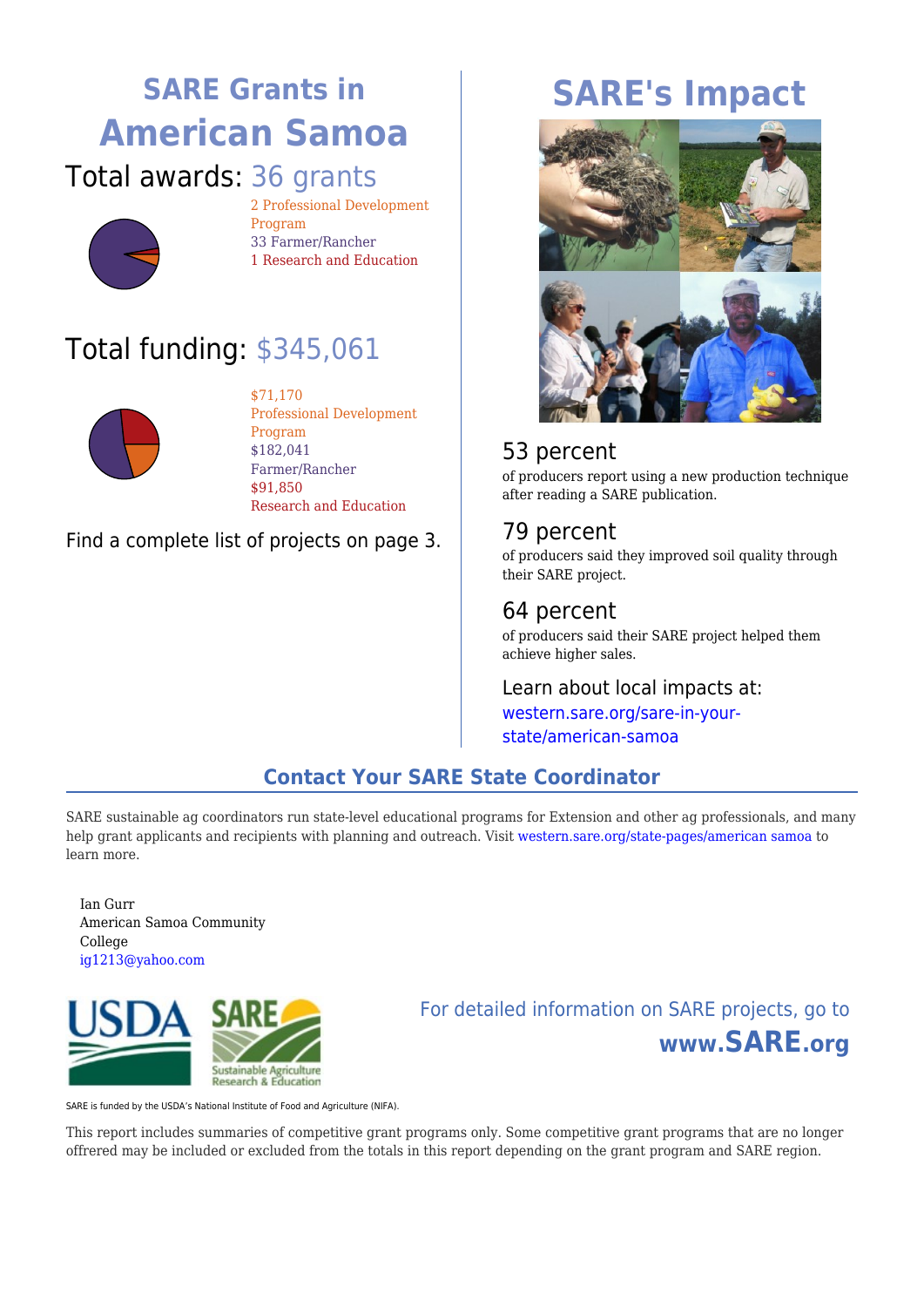## SARE Grants in American Samoa

**Total awards:** 36 grants

- 2 Professional Development Program
- 33 Farmer/Rancher
- 1 Research and Education

**Total funding:** $345,061

- $71,170 Professional Development Program
- $182,041 Farmer/Rancher
- $91,850 Research and Education

Find a complete list of projects on page 3.

## SARE's Impact

### 53 percent

of producers report using a new production technique after reading a SARE publication.

### 79 percent

of producers said they improved soil quality through their SARE project.

### 64 percent

of producers said their SARE project helped them achieve higher sales.

Learn about local impacts at:
western.sare.org/sare-in-your-state/american-samoa

## Contact Your SARE State Coordinator

SARE sustainable ag coordinators run state-level educational programs for Extension and other ag professionals, and many help grant applicants and recipients with planning and outreach. Visit western.sare.org/state-pages/american samoa to learn more.

Ian Gurr
American Samoa Community College
ig1213@yahoo.com

For detailed information on SARE projects, go to **www.SARE.org**

SARE is funded by the USDA's National Institute of Food and Agriculture (NIFA).

This report includes summaries of competitive grant programs only. Some competitive grant programs that are no longer offrered may be included or excluded from the totals in this report depending on the grant program and SARE region.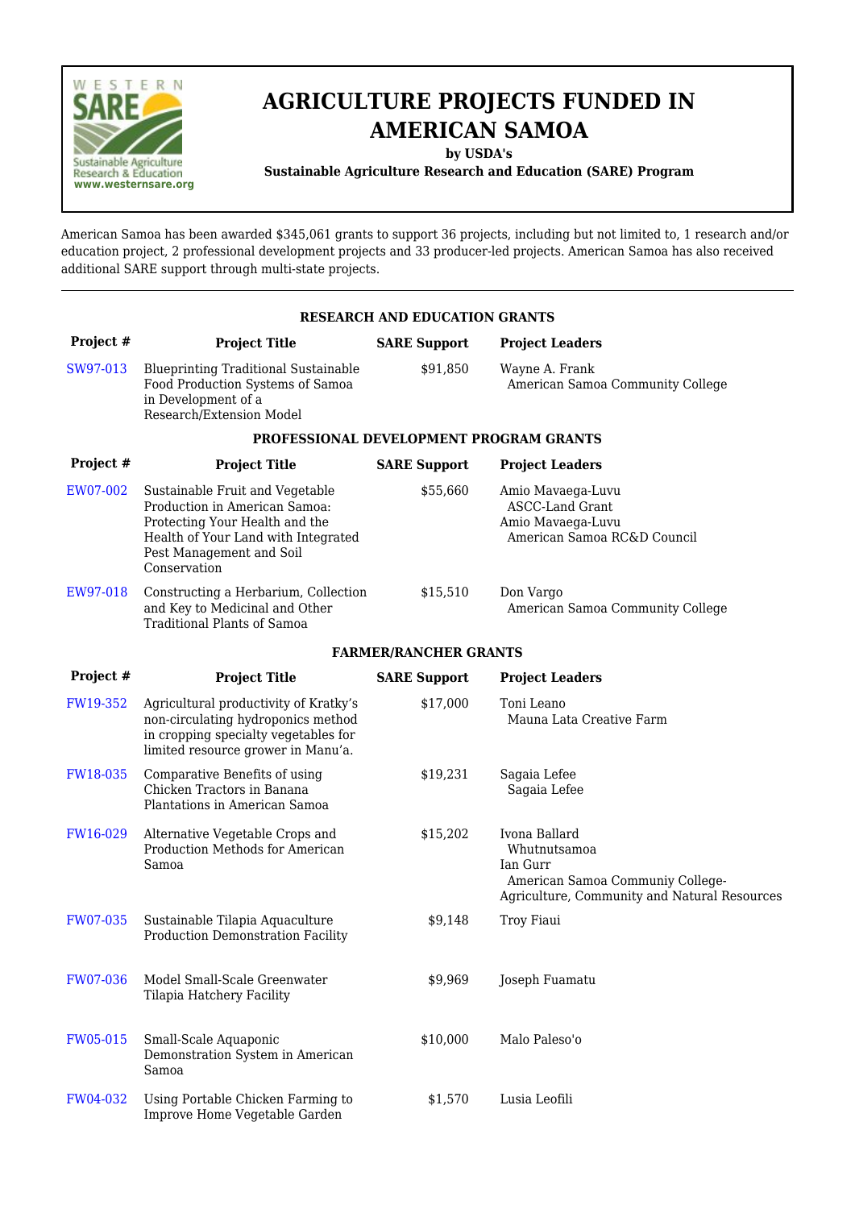# AGRICULTURE PROJECTS FUNDED IN AMERICAN SAMOA

**by USDA's**

**Sustainable Agriculture Research and Education (SARE) Program**

American Samoa has been awarded $345,061 grants to support 36 projects, including but not limited to, 1 research and/or education project, 2 professional development projects and 33 producer-led projects. American Samoa has also received additional SARE support through multi-state projects.

---

### RESEARCH AND EDUCATION GRANTS

| Project # | Project Title | SARE Support | Project Leaders |
|---|---|---|---|
| SW97-013 | Blueprinting Traditional Sustainable Food Production Systems of Samoa in Development of a Research/Extension Model | $91,850 | Wayne A. Frank<br>American Samoa Community College |

### PROFESSIONAL DEVELOPMENT PROGRAM GRANTS

| Project # | Project Title | SARE Support | Project Leaders |
|---|---|---|---|
| EW07-002 | Sustainable Fruit and Vegetable Production in American Samoa: Protecting Your Health and the Health of Your Land with Integrated Pest Management and Soil Conservation | $55,660 | Amio Mavaega-Luvu<br>ASCC-Land Grant<br>Amio Mavaega-Luvu<br>American Samoa RC&D Council |
| EW97-018 | Constructing a Herbarium, Collection and Key to Medicinal and Other Traditional Plants of Samoa | $15,510 | Don Vargo<br>American Samoa Community College |

### FARMER/RANCHER GRANTS

| Project # | Project Title | SARE Support | Project Leaders |
|---|---|---|---|
| FW19-352 | Agricultural productivity of Kratky's non-circulating hydroponics method in cropping specialty vegetables for limited resource grower in Manu'a. | $17,000 | Toni Leano<br>Mauna Lata Creative Farm |
| FW18-035 | Comparative Benefits of using Chicken Tractors in Banana Plantations in American Samoa | $19,231 | Sagaia Lefee<br>Sagaia Lefee |
| FW16-029 | Alternative Vegetable Crops and Production Methods for American Samoa | $15,202 | Ivona Ballard<br>Whutnutsamoa<br>Ian Gurr<br>American Samoa Communiy College-Agriculture, Community and Natural Resources |
| FW07-035 | Sustainable Tilapia Aquaculture Production Demonstration Facility | $9,148 | Troy Fiaui |
| FW07-036 | Model Small-Scale Greenwater Tilapia Hatchery Facility | $9,969 | Joseph Fuamatu |
| FW05-015 | Small-Scale Aquaponic Demonstration System in American Samoa | $10,000 | Malo Paleso'o |
| FW04-032 | Using Portable Chicken Farming to Improve Home Vegetable Garden | $1,570 | Lusia Leofili |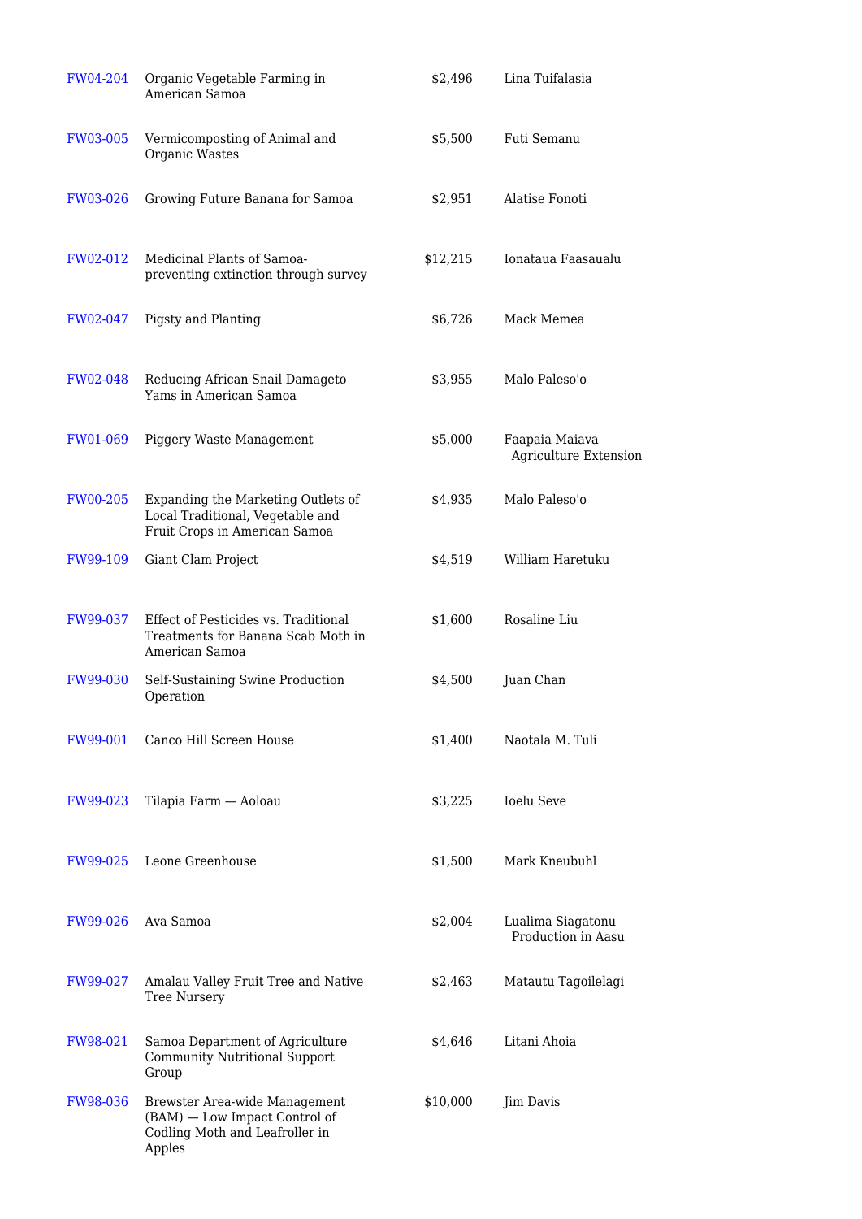| | | | |
|---|---|---|---|
| FW04-204 | Organic Vegetable Farming in American Samoa | $2,496 | Lina Tuifalasia |
| FW03-005 | Vermicomposting of Animal and Organic Wastes | $5,500 | Futi Semanu |
| FW03-026 | Growing Future Banana for Samoa | $2,951 | Alatise Fonoti |
| FW02-012 | Medicinal Plants of Samoa-preventing extinction through survey | $12,215 | Ionataua Faasaualu |
| FW02-047 | Pigsty and Planting | $6,726 | Mack Memea |
| FW02-048 | Reducing African Snail Damageto Yams in American Samoa | $3,955 | Malo Paleso'o |
| FW01-069 | Piggery Waste Management | $5,000 | Faapaia Maiava Agriculture Extension |
| FW00-205 | Expanding the Marketing Outlets of Local Traditional, Vegetable and Fruit Crops in American Samoa | $4,935 | Malo Paleso'o |
| FW99-109 | Giant Clam Project | $4,519 | William Haretuku |
| FW99-037 | Effect of Pesticides vs. Traditional Treatments for Banana Scab Moth in American Samoa | $1,600 | Rosaline Liu |
| FW99-030 | Self-Sustaining Swine Production Operation | $4,500 | Juan Chan |
| FW99-001 | Canco Hill Screen House | $1,400 | Naotala M. Tuli |
| FW99-023 | Tilapia Farm — Aoloau | $3,225 | Ioelu Seve |
| FW99-025 | Leone Greenhouse | $1,500 | Mark Kneubuhl |
| FW99-026 | Ava Samoa | $2,004 | Lualima Siagatonu Production in Aasu |
| FW99-027 | Amalau Valley Fruit Tree and Native Tree Nursery | $2,463 | Matautu Tagoilelagi |
| FW98-021 | Samoa Department of Agriculture Community Nutritional Support Group | $4,646 | Litani Ahoia |
| FW98-036 | Brewster Area-wide Management (BAM) — Low Impact Control of Codling Moth and Leafroller in Apples | $10,000 | Jim Davis |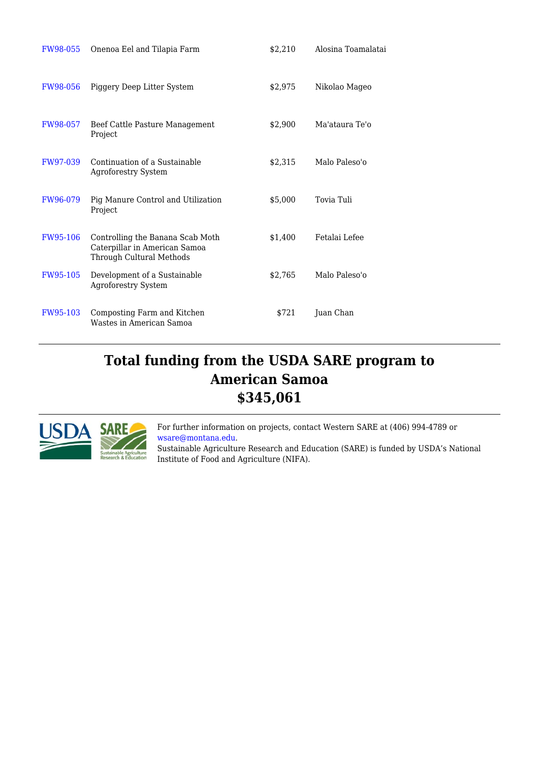| | | | |
|---|---|---|---|
| FW98-055 | Onenoa Eel and Tilapia Farm | $2,210 | Alosina Toamalatai |
| FW98-056 | Piggery Deep Litter System | $2,975 | Nikolao Mageo |
| FW98-057 | Beef Cattle Pasture Management Project | $2,900 | Ma'ataura Te'o |
| FW97-039 | Continuation of a Sustainable Agroforestry System | $2,315 | Malo Paleso'o |
| FW96-079 | Pig Manure Control and Utilization Project | $5,000 | Tovia Tuli |
| FW95-106 | Controlling the Banana Scab Moth Caterpillar in American Samoa Through Cultural Methods | $1,400 | Fetalai Lefee |
| FW95-105 | Development of a Sustainable Agroforestry System | $2,765 | Malo Paleso'o |
| FW95-103 | Composting Farm and Kitchen Wastes in American Samoa | $721 | Juan Chan |

# Total funding from the USDA SARE program to American Samoa $345,061

For further information on projects, contact Western SARE at (406) 994-4789 or wsare@montana.edu.

Sustainable Agriculture Research and Education (SARE) is funded by USDA's National Institute of Food and Agriculture (NIFA).